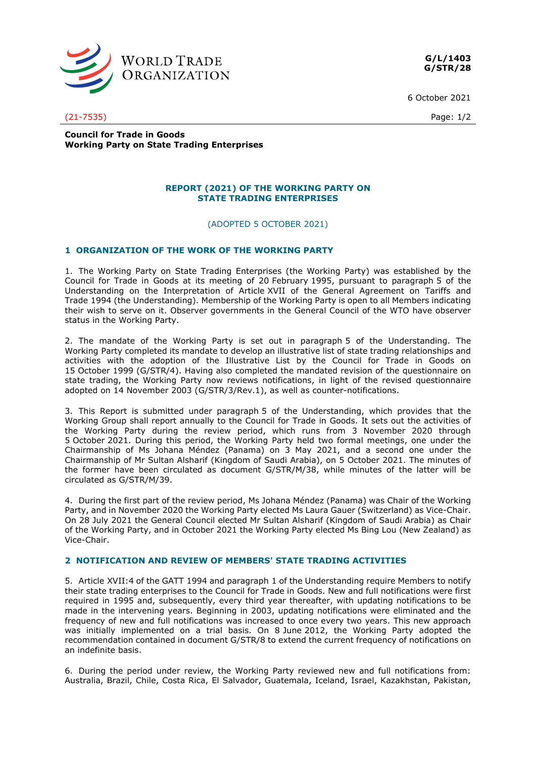**G/L/1403**
**G/STR/28**

6 October 2021

(21-7535)

**Council for Trade in Goods**
**Working Party on State Trading Enterprises**

# REPORT (2021) OF THE WORKING PARTY ON STATE TRADING ENTERPRISES

(ADOPTED 5 OCTOBER 2021)

## 1 ORGANIZATION OF THE WORK OF THE WORKING PARTY

1. The Working Party on State Trading Enterprises (the Working Party) was established by the Council for Trade in Goods at its meeting of 20 February 1995, pursuant to paragraph 5 of the Understanding on the Interpretation of Article XVII of the General Agreement on Tariffs and Trade 1994 (the Understanding). Membership of the Working Party is open to all Members indicating their wish to serve on it. Observer governments in the General Council of the WTO have observer status in the Working Party.

2. The mandate of the Working Party is set out in paragraph 5 of the Understanding. The Working Party completed its mandate to develop an illustrative list of state trading relationships and activities with the adoption of the Illustrative List by the Council for Trade in Goods on 15 October 1999 (G/STR/4). Having also completed the mandated revision of the questionnaire on state trading, the Working Party now reviews notifications, in light of the revised questionnaire adopted on 14 November 2003 (G/STR/3/Rev.1), as well as counter-notifications.

3. This Report is submitted under paragraph 5 of the Understanding, which provides that the Working Group shall report annually to the Council for Trade in Goods. It sets out the activities of the Working Party during the review period, which runs from 3 November 2020 through 5 October 2021. During this period, the Working Party held two formal meetings, one under the Chairmanship of Ms Johana Méndez (Panama) on 3 May 2021, and a second one under the Chairmanship of Mr Sultan Alsharif (Kingdom of Saudi Arabia), on 5 October 2021. The minutes of the former have been circulated as document G/STR/M/38, while minutes of the latter will be circulated as G/STR/M/39.

4. During the first part of the review period, Ms Johana Méndez (Panama) was Chair of the Working Party, and in November 2020 the Working Party elected Ms Laura Gauer (Switzerland) as Vice-Chair. On 28 July 2021 the General Council elected Mr Sultan Alsharif (Kingdom of Saudi Arabia) as Chair of the Working Party, and in October 2021 the Working Party elected Ms Bing Lou (New Zealand) as Vice-Chair.

## 2 NOTIFICATION AND REVIEW OF MEMBERS' STATE TRADING ACTIVITIES

5. Article XVII:4 of the GATT 1994 and paragraph 1 of the Understanding require Members to notify their state trading enterprises to the Council for Trade in Goods. New and full notifications were first required in 1995 and, subsequently, every third year thereafter, with updating notifications to be made in the intervening years. Beginning in 2003, updating notifications were eliminated and the frequency of new and full notifications was increased to once every two years. This new approach was initially implemented on a trial basis. On 8 June 2012, the Working Party adopted the recommendation contained in document G/STR/8 to extend the current frequency of notifications on an indefinite basis.

6. During the period under review, the Working Party reviewed new and full notifications from: Australia, Brazil, Chile, Costa Rica, El Salvador, Guatemala, Iceland, Israel, Kazakhstan, Pakistan,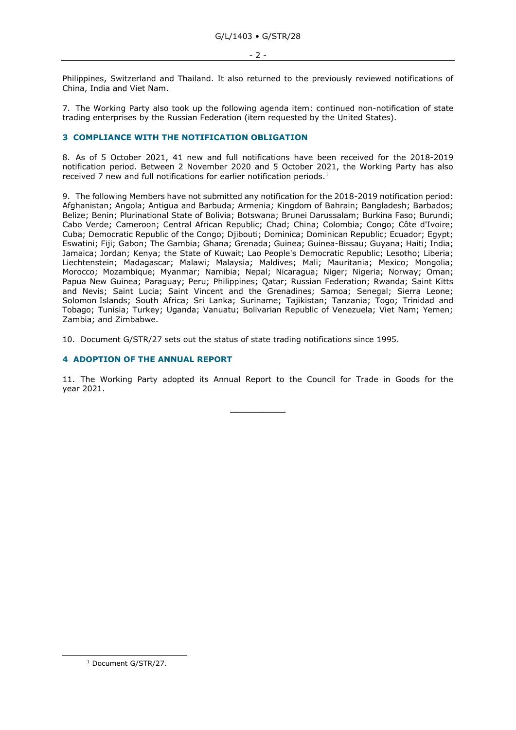Philippines, Switzerland and Thailand. It also returned to the previously reviewed notifications of China, India and Viet Nam.

7. The Working Party also took up the following agenda item: continued non-notification of state trading enterprises by the Russian Federation (item requested by the United States).

## 3 COMPLIANCE WITH THE NOTIFICATION OBLIGATION

8. As of 5 October 2021, 41 new and full notifications have been received for the 2018-2019 notification period. Between 2 November 2020 and 5 October 2021, the Working Party has also received 7 new and full notifications for earlier notification periods.[1]

9. The following Members have not submitted any notification for the 2018-2019 notification period: Afghanistan; Angola; Antigua and Barbuda; Armenia; Kingdom of Bahrain; Bangladesh; Barbados; Belize; Benin; Plurinational State of Bolivia; Botswana; Brunei Darussalam; Burkina Faso; Burundi; Cabo Verde; Cameroon; Central African Republic; Chad; China; Colombia; Congo; Côte d'Ivoire; Cuba; Democratic Republic of the Congo; Djibouti; Dominica; Dominican Republic; Ecuador; Egypt; Eswatini; Fiji; Gabon; The Gambia; Ghana; Grenada; Guinea; Guinea-Bissau; Guyana; Haiti; India; Jamaica; Jordan; Kenya; the State of Kuwait; Lao People's Democratic Republic; Lesotho; Liberia; Liechtenstein; Madagascar; Malawi; Malaysia; Maldives; Mali; Mauritania; Mexico; Mongolia; Morocco; Mozambique; Myanmar; Namibia; Nepal; Nicaragua; Niger; Nigeria; Norway; Oman; Papua New Guinea; Paraguay; Peru; Philippines; Qatar; Russian Federation; Rwanda; Saint Kitts and Nevis; Saint Lucia; Saint Vincent and the Grenadines; Samoa; Senegal; Sierra Leone; Solomon Islands; South Africa; Sri Lanka; Suriname; Tajikistan; Tanzania; Togo; Trinidad and Tobago; Tunisia; Turkey; Uganda; Vanuatu; Bolivarian Republic of Venezuela; Viet Nam; Yemen; Zambia; and Zimbabwe.

10. Document G/STR/27 sets out the status of state trading notifications since 1995.

## 4 ADOPTION OF THE ANNUAL REPORT

11. The Working Party adopted its Annual Report to the Council for Trade in Goods for the year 2021.

__________

[1] Document G/STR/27.